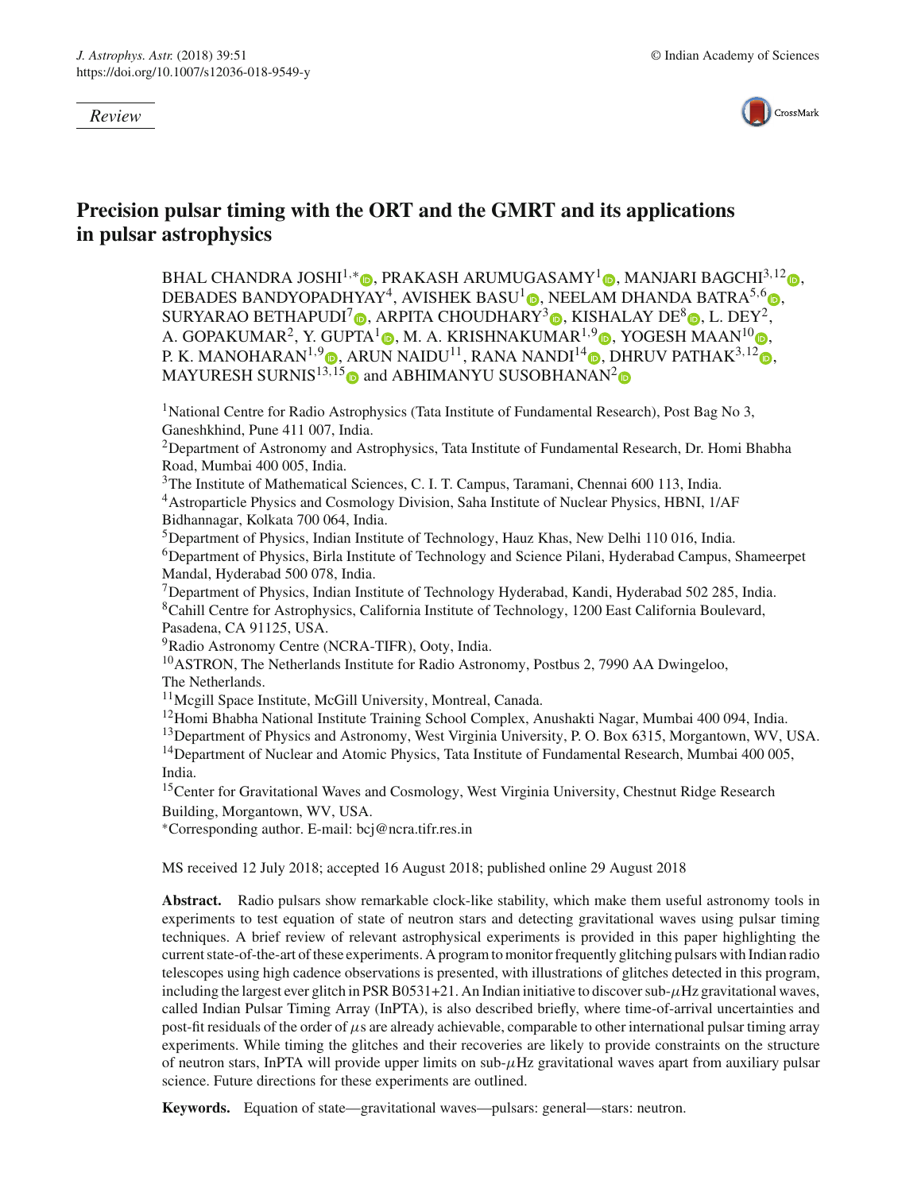*Review*

# Precision pulsar timing with the ORT and the GMRT and its applications in pulsar astrophysics

BHAL CHANDRA JOSHI[1,*], PRAKASH ARUMUGASAMY[1], MANJARI BAGCHI[3,12], DEBADES BANDYOPADHYAY[4], AVISHEK BASU[1], NEELAM DHANDA BATRA[5,6], SURYARAO BETHAPUDI[7], ARPITA CHOUDHARY[3], KISHALAY DE[8], L. DEY[2], A. GOPAKUMAR[2], Y. GUPTA[1], M. A. KRISHNAKUMAR[1,9], YOGESH MAAN[10], P. K. MANOHARAN[1,9], ARUN NAIDU[11], RANA NANDI[14], DHRUV PATHAK[3,12], MAYURESH SURNIS[13,15] and ABHIMANYU SUSOBHANAN[2]

[1]National Centre for Radio Astrophysics (Tata Institute of Fundamental Research), Post Bag No 3, Ganeshkhind, Pune 411 007, India.
[2]Department of Astronomy and Astrophysics, Tata Institute of Fundamental Research, Dr. Homi Bhabha Road, Mumbai 400 005, India.
[3]The Institute of Mathematical Sciences, C. I. T. Campus, Taramani, Chennai 600 113, India.
[4]Astroparticle Physics and Cosmology Division, Saha Institute of Nuclear Physics, HBNI, 1/AF Bidhannagar, Kolkata 700 064, India.
[5]Department of Physics, Indian Institute of Technology, Hauz Khas, New Delhi 110 016, India.
[6]Department of Physics, Birla Institute of Technology and Science Pilani, Hyderabad Campus, Shameerpet Mandal, Hyderabad 500 078, India.
[7]Department of Physics, Indian Institute of Technology Hyderabad, Kandi, Hyderabad 502 285, India.
[8]Cahill Centre for Astrophysics, California Institute of Technology, 1200 East California Boulevard, Pasadena, CA 91125, USA.
[9]Radio Astronomy Centre (NCRA-TIFR), Ooty, India.
[10]ASTRON, The Netherlands Institute for Radio Astronomy, Postbus 2, 7990 AA Dwingeloo, The Netherlands.
[11]Mcgill Space Institute, McGill University, Montreal, Canada.
[12]Homi Bhabha National Institute Training School Complex, Anushakti Nagar, Mumbai 400 094, India.
[13]Department of Physics and Astronomy, West Virginia University, P. O. Box 6315, Morgantown, WV, USA.
[14]Department of Nuclear and Atomic Physics, Tata Institute of Fundamental Research, Mumbai 400 005, India.
[15]Center for Gravitational Waves and Cosmology, West Virginia University, Chestnut Ridge Research Building, Morgantown, WV, USA.
*Corresponding author. E-mail: bcj@ncra.tifr.res.in

MS received 12 July 2018; accepted 16 August 2018; published online 29 August 2018

**Abstract.** Radio pulsars show remarkable clock-like stability, which make them useful astronomy tools in experiments to test equation of state of neutron stars and detecting gravitational waves using pulsar timing techniques. A brief review of relevant astrophysical experiments is provided in this paper highlighting the current state-of-the-art of these experiments. A program to monitor frequently glitching pulsars with Indian radio telescopes using high cadence observations is presented, with illustrations of glitches detected in this program, including the largest ever glitch in PSR B0531+21. An Indian initiative to discover sub-$\mu$Hz gravitational waves, called Indian Pulsar Timing Array (InPTA), is also described briefly, where time-of-arrival uncertainties and post-fit residuals of the order of $\mu$s are already achievable, comparable to other international pulsar timing array experiments. While timing the glitches and their recoveries are likely to provide constraints on the structure of neutron stars, InPTA will provide upper limits on sub-$\mu$Hz gravitational waves apart from auxiliary pulsar science. Future directions for these experiments are outlined.

**Keywords.** Equation of state—gravitational waves—pulsars: general—stars: neutron.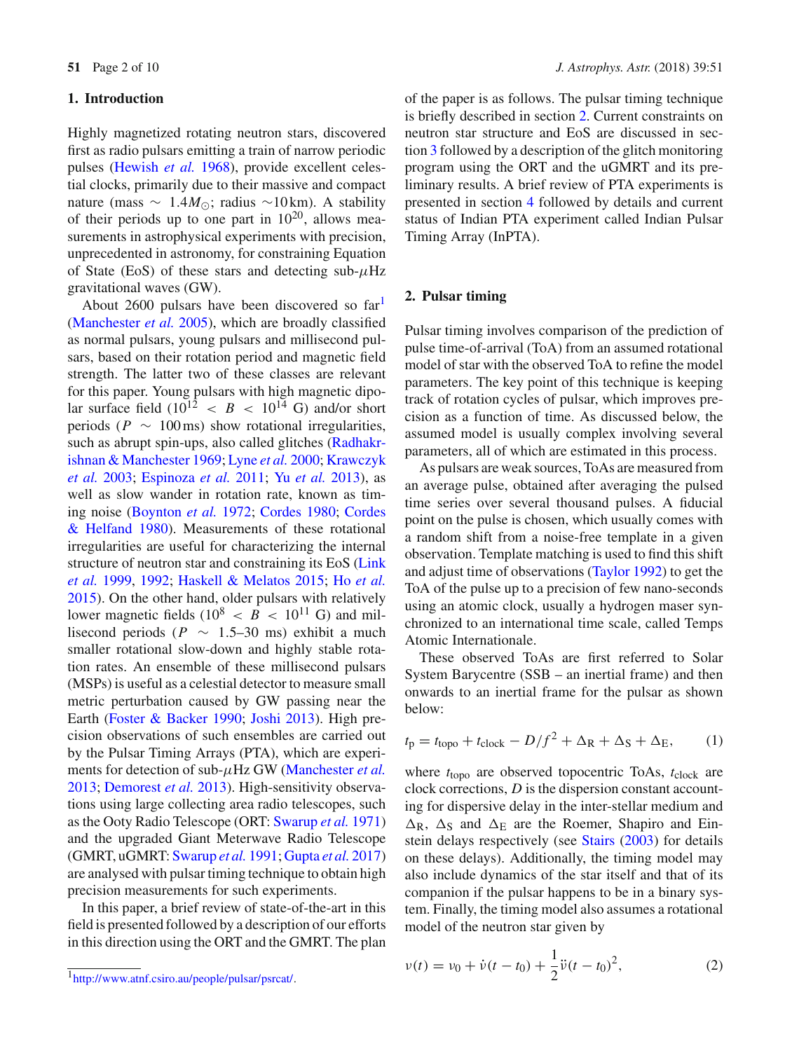## 1. Introduction

Highly magnetized rotating neutron stars, discovered first as radio pulsars emitting a train of narrow periodic pulses (Hewish *et al.* 1968), provide excellent celestial clocks, primarily due to their massive and compact nature (mass $\sim 1.4 M_{\odot}$; radius $\sim$10 km). A stability of their periods up to one part in $10^{20}$, allows measurements in astrophysical experiments with precision, unprecedented in astronomy, for constraining Equation of State (EoS) of these stars and detecting sub-$\mu$Hz gravitational waves (GW).

About 2600 pulsars have been discovered so far[1] (Manchester *et al.* 2005), which are broadly classified as normal pulsars, young pulsars and millisecond pulsars, based on their rotation period and magnetic field strength. The latter two of these classes are relevant for this paper. Young pulsars with high magnetic dipolar surface field ($10^{12} < B < 10^{14}$ G) and/or short periods ($P \sim 100$ ms) show rotational irregularities, such as abrupt spin-ups, also called glitches (Radhakrishnan & Manchester 1969; Lyne *et al.* 2000; Krawczyk *et al.* 2003; Espinoza *et al.* 2011; Yu *et al.* 2013), as well as slow wander in rotation rate, known as timing noise (Boynton *et al.* 1972; Cordes 1980; Cordes & Helfand 1980). Measurements of these rotational irregularities are useful for characterizing the internal structure of neutron star and constraining its EoS (Link *et al.* 1999, 1992; Haskell & Melatos 2015; Ho *et al.* 2015). On the other hand, older pulsars with relatively lower magnetic fields ($10^{8} < B < 10^{11}$ G) and millisecond periods ($P \sim 1.5$–30 ms) exhibit a much smaller rotational slow-down and highly stable rotation rates. An ensemble of these millisecond pulsars (MSPs) is useful as a celestial detector to measure small metric perturbation caused by GW passing near the Earth (Foster & Backer 1990; Joshi 2013). High precision observations of such ensembles are carried out by the Pulsar Timing Arrays (PTA), which are experiments for detection of sub-$\mu$Hz GW (Manchester *et al.* 2013; Demorest *et al.* 2013). High-sensitivity observations using large collecting area radio telescopes, such as the Ooty Radio Telescope (ORT: Swarup *et al.* 1971) and the upgraded Giant Meterwave Radio Telescope (GMRT, uGMRT: Swarup *et al.* 1991; Gupta *et al.* 2017) are analysed with pulsar timing technique to obtain high precision measurements for such experiments.

In this paper, a brief review of state-of-the-art in this field is presented followed by a description of our efforts in this direction using the ORT and the GMRT. The plan of the paper is as follows. The pulsar timing technique is briefly described in section 2. Current constraints on neutron star structure and EoS are discussed in section 3 followed by a description of the glitch monitoring program using the ORT and the uGMRT and its preliminary results. A brief review of PTA experiments is presented in section 4 followed by details and current status of Indian PTA experiment called Indian Pulsar Timing Array (InPTA).

[1] http://www.atnf.csiro.au/people/pulsar/psrcat/.

## 2. Pulsar timing

Pulsar timing involves comparison of the prediction of pulse time-of-arrival (ToA) from an assumed rotational model of star with the observed ToA to refine the model parameters. The key point of this technique is keeping track of rotation cycles of pulsar, which improves precision as a function of time. As discussed below, the assumed model is usually complex involving several parameters, all of which are estimated in this process.

As pulsars are weak sources, ToAs are measured from an average pulse, obtained after averaging the pulsed time series over several thousand pulses. A fiducial point on the pulse is chosen, which usually comes with a random shift from a noise-free template in a given observation. Template matching is used to find this shift and adjust time of observations (Taylor 1992) to get the ToA of the pulse up to a precision of few nano-seconds using an atomic clock, usually a hydrogen maser synchronized to an international time scale, called Temps Atomic Internationale.

These observed ToAs are first referred to Solar System Barycentre (SSB – an inertial frame) and then onwards to an inertial frame for the pulsar as shown below:

$$t_{\mathrm{p}} = t_{\mathrm{topo}} + t_{\mathrm{clock}} - D/f^{2} + \Delta_{\mathrm{R}} + \Delta_{\mathrm{S}} + \Delta_{\mathrm{E}}, \qquad (1)$$

where $t_{\mathrm{topo}}$ are observed topocentric ToAs, $t_{\mathrm{clock}}$ are clock corrections, $D$ is the dispersion constant accounting for dispersive delay in the inter-stellar medium and $\Delta_{\mathrm{R}}$, $\Delta_{\mathrm{S}}$ and $\Delta_{\mathrm{E}}$ are the Roemer, Shapiro and Einstein delays respectively (see Stairs (2003) for details on these delays). Additionally, the timing model may also include dynamics of the star itself and that of its companion if the pulsar happens to be in a binary system. Finally, the timing model also assumes a rotational model of the neutron star given by

$$\nu(t) = \nu_{0} + \dot{\nu}(t - t_{0}) + \frac{1}{2}\ddot{\nu}(t - t_{0})^{2}, \qquad (2)$$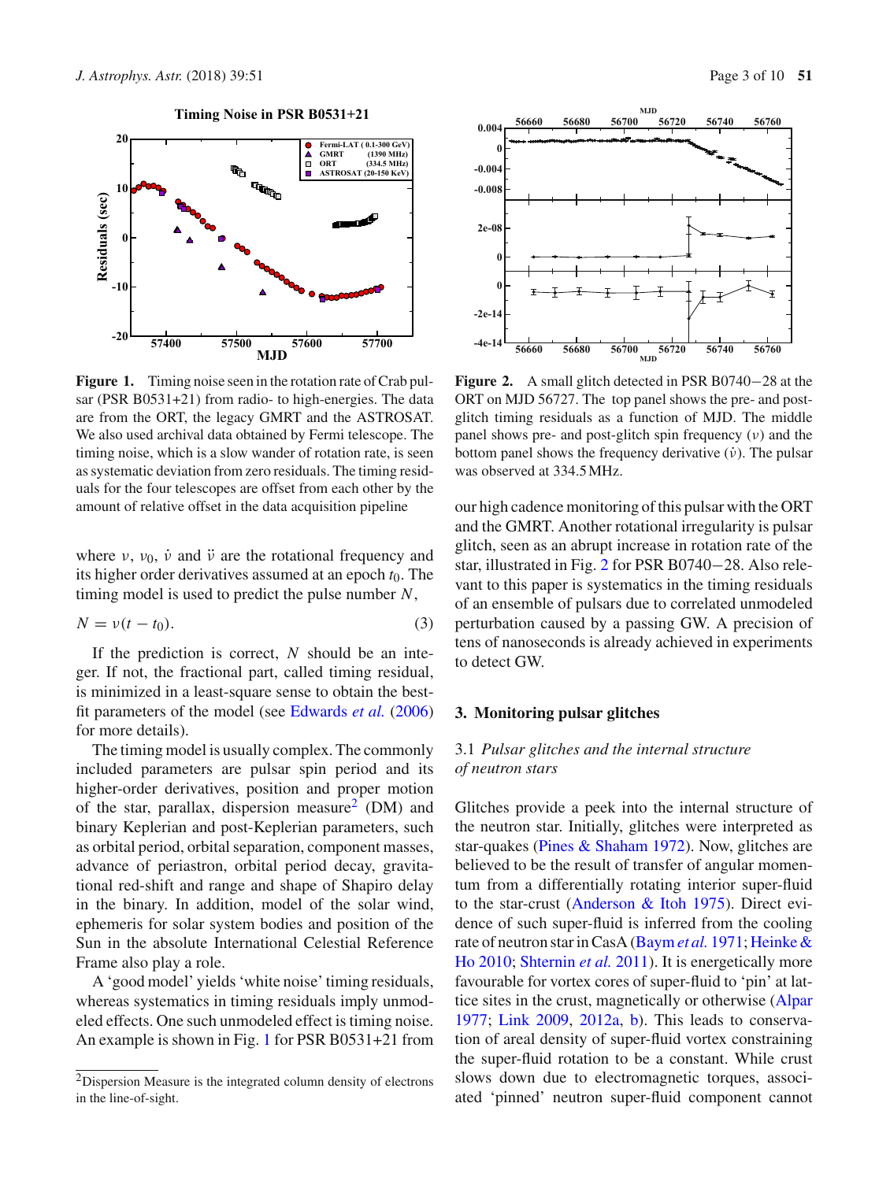**Figure 1.** Timing noise seen in the rotation rate of Crab pulsar (PSR B0531+21) from radio- to high-energies. The data are from the ORT, the legacy GMRT and the ASTROSAT. We also used archival data obtained by Fermi telescope. The timing noise, which is a slow wander of rotation rate, is seen as systematic deviation from zero residuals. The timing residuals for the four telescopes are offset from each other by the amount of relative offset in the data acquisition pipeline

**Figure 2.** A small glitch detected in PSR B0740−28 at the ORT on MJD 56727. The top panel shows the pre- and post-glitch timing residuals as a function of MJD. The middle panel shows pre- and post-glitch spin frequency ($\nu$) and the bottom panel shows the frequency derivative ($\dot{\nu}$). The pulsar was observed at 334.5 MHz.

where $\nu$, $\nu_0$, $\dot{\nu}$ and $\ddot{\nu}$ are the rotational frequency and its higher order derivatives assumed at an epoch $t_0$. The timing model is used to predict the pulse number $N$,

$$N = \nu(t - t_0). \tag{3}$$

If the prediction is correct, $N$ should be an integer. If not, the fractional part, called timing residual, is minimized in a least-square sense to obtain the best-fit parameters of the model (see Edwards *et al.* (2006) for more details).

The timing model is usually complex. The commonly included parameters are pulsar spin period and its higher-order derivatives, position and proper motion of the star, parallax, dispersion measure[2] (DM) and binary Keplerian and post-Keplerian parameters, such as orbital period, orbital separation, component masses, advance of periastron, orbital period decay, gravitational red-shift and range and shape of Shapiro delay in the binary. In addition, model of the solar wind, ephemeris for solar system bodies and position of the Sun in the absolute International Celestial Reference Frame also play a role.

A 'good model' yields 'white noise' timing residuals, whereas systematics in timing residuals imply unmodeled effects. One such unmodeled effect is timing noise. An example is shown in Fig. 1 for PSR B0531+21 from our high cadence monitoring of this pulsar with the ORT and the GMRT. Another rotational irregularity is pulsar glitch, seen as an abrupt increase in rotation rate of the star, illustrated in Fig. 2 for PSR B0740−28. Also relevant to this paper is systematics in the timing residuals of an ensemble of pulsars due to correlated unmodeled perturbation caused by a passing GW. A precision of tens of nanoseconds is already achieved in experiments to detect GW.

## 3. Monitoring pulsar glitches

### 3.1 *Pulsar glitches and the internal structure of neutron stars*

Glitches provide a peek into the internal structure of the neutron star. Initially, glitches were interpreted as star-quakes (Pines & Shaham 1972). Now, glitches are believed to be the result of transfer of angular momentum from a differentially rotating interior super-fluid to the star-crust (Anderson & Itoh 1975). Direct evidence of such super-fluid is inferred from the cooling rate of neutron star in CasA (Baym *et al.* 1971; Heinke & Ho 2010; Shternin *et al.* 2011). It is energetically more favourable for vortex cores of super-fluid to 'pin' at lattice sites in the crust, magnetically or otherwise (Alpar 1977; Link 2009, 2012a, b). This leads to conservation of areal density of super-fluid vortex constraining the super-fluid rotation to be a constant. While crust slows down due to electromagnetic torques, associated 'pinned' neutron super-fluid component cannot

[2] Dispersion Measure is the integrated column density of electrons in the line-of-sight.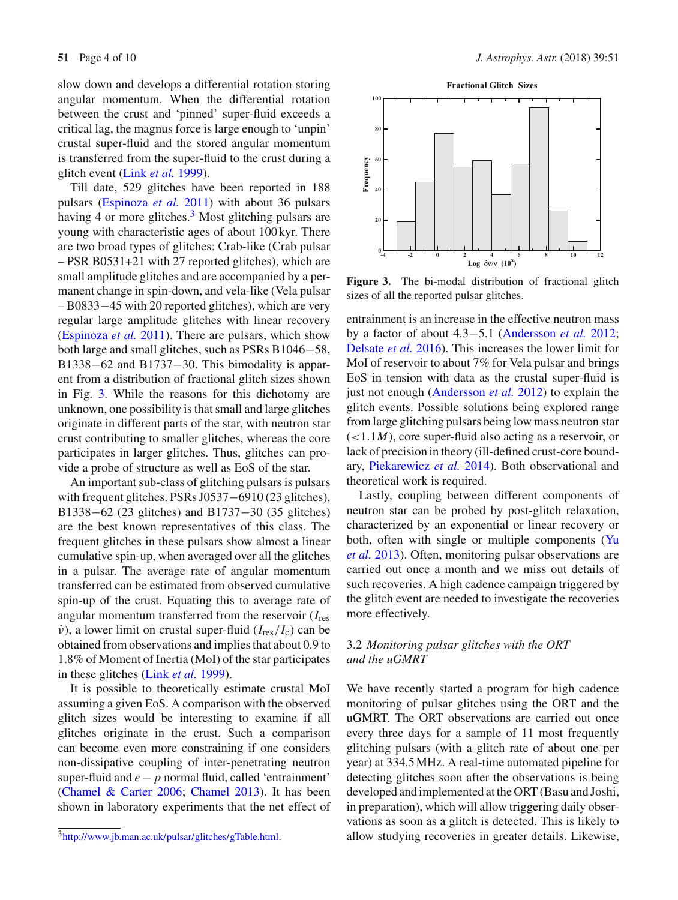slow down and develops a differential rotation storing angular momentum. When the differential rotation between the crust and 'pinned' super-fluid exceeds a critical lag, the magnus force is large enough to 'unpin' crustal super-fluid and the stored angular momentum is transferred from the super-fluid to the crust during a glitch event (Link *et al.* 1999).

Till date, 529 glitches have been reported in 188 pulsars (Espinoza *et al.* 2011) with about 36 pulsars having 4 or more glitches.[3] Most glitching pulsars are young with characteristic ages of about 100 kyr. There are two broad types of glitches: Crab-like (Crab pulsar – PSR B0531+21 with 27 reported glitches), which are small amplitude glitches and are accompanied by a permanent change in spin-down, and vela-like (Vela pulsar – B0833−45 with 20 reported glitches), which are very regular large amplitude glitches with linear recovery (Espinoza *et al.* 2011). There are pulsars, which show both large and small glitches, such as PSRs B1046−58, B1338−62 and B1737−30. This bimodality is apparent from a distribution of fractional glitch sizes shown in Fig. 3. While the reasons for this dichotomy are unknown, one possibility is that small and large glitches originate in different parts of the star, with neutron star crust contributing to smaller glitches, whereas the core participates in larger glitches. Thus, glitches can provide a probe of structure as well as EoS of the star.

An important sub-class of glitching pulsars is pulsars with frequent glitches. PSRs J0537−6910 (23 glitches), B1338−62 (23 glitches) and B1737−30 (35 glitches) are the best known representatives of this class. The frequent glitches in these pulsars show almost a linear cumulative spin-up, when averaged over all the glitches in a pulsar. The average rate of angular momentum transferred can be estimated from observed cumulative spin-up of the crust. Equating this to average rate of angular momentum transferred from the reservoir ($I_{\rm res}\,\dot{\nu}$), a lower limit on crustal super-fluid ($I_{\rm res}/I_{\rm c}$) can be obtained from observations and implies that about 0.9 to 1.8% of Moment of Inertia (MoI) of the star participates in these glitches (Link *et al.* 1999).

It is possible to theoretically estimate crustal MoI assuming a given EoS. A comparison with the observed glitch sizes would be interesting to examine if all glitches originate in the crust. Such a comparison can become even more constraining if one considers non-dissipative coupling of inter-penetrating neutron super-fluid and $e-p$ normal fluid, called 'entrainment' (Chamel & Carter 2006; Chamel 2013). It has been shown in laboratory experiments that the net effect of entrainment is an increase in the effective neutron mass by a factor of about 4.3−5.1 (Andersson *et al.* 2012; Delsate *et al.* 2016). This increases the lower limit for MoI of reservoir to about 7% for Vela pulsar and brings EoS in tension with data as the crustal super-fluid is just not enough (Andersson *et al.* 2012) to explain the glitch events. Possible solutions being explored range from large glitching pulsars being low mass neutron star ($<1.1M$), core super-fluid also acting as a reservoir, or lack of precision in theory (ill-defined crust-core boundary, Piekarewicz *et al.* 2014). Both observational and theoretical work is required.

**Figure 3.** The bi-modal distribution of fractional glitch sizes of all the reported pulsar glitches.

Lastly, coupling between different components of neutron star can be probed by post-glitch relaxation, characterized by an exponential or linear recovery or both, often with single or multiple components (Yu *et al.* 2013). Often, monitoring pulsar observations are carried out once a month and we miss out details of such recoveries. A high cadence campaign triggered by the glitch event are needed to investigate the recoveries more effectively.

### 3.2 *Monitoring pulsar glitches with the ORT and the uGMRT*

We have recently started a program for high cadence monitoring of pulsar glitches using the ORT and the uGMRT. The ORT observations are carried out once every three days for a sample of 11 most frequently glitching pulsars (with a glitch rate of about one per year) at 334.5 MHz. A real-time automated pipeline for detecting glitches soon after the observations is being developed and implemented at the ORT (Basu and Joshi, in preparation), which will allow triggering daily observations as soon as a glitch is detected. This is likely to allow studying recoveries in greater details. Likewise,

[3] http://www.jb.man.ac.uk/pulsar/glitches/gTable.html.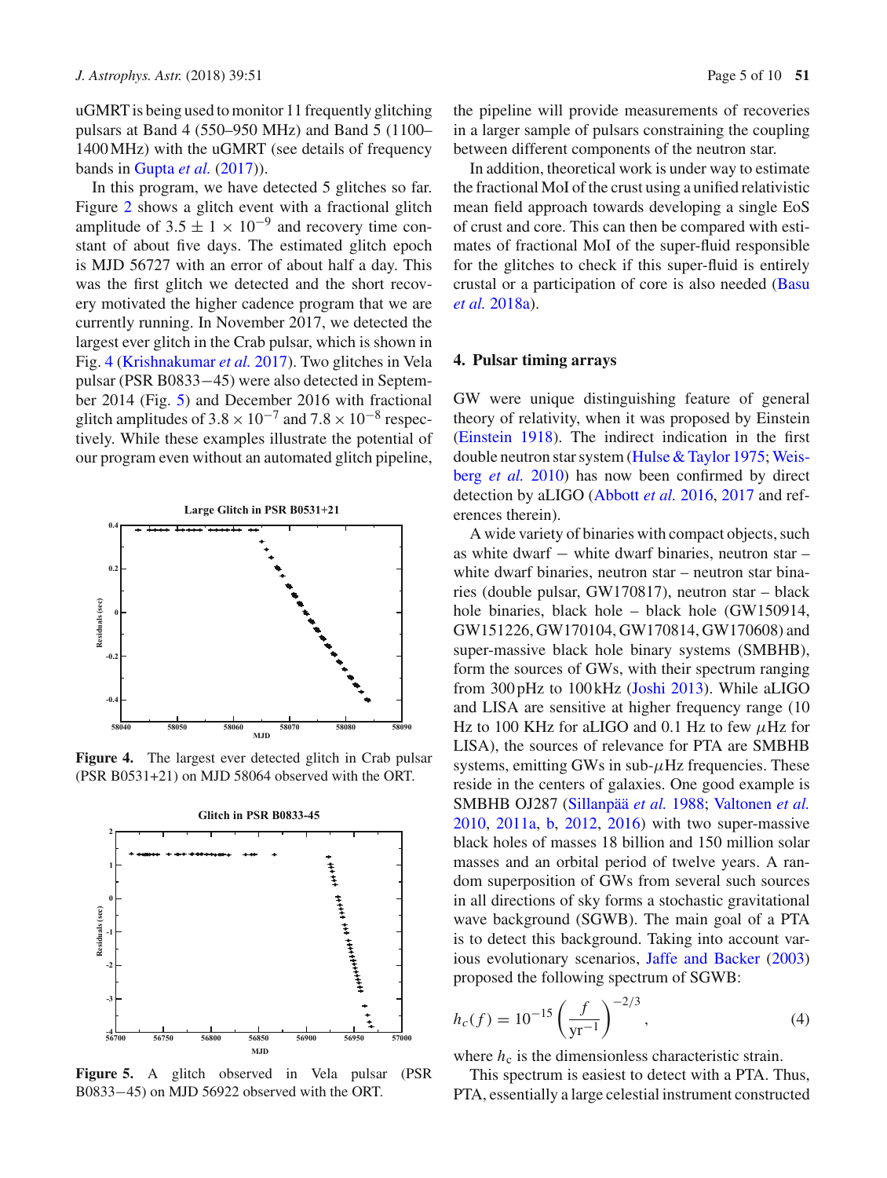uGMRT is being used to monitor 11 frequently glitching pulsars at Band 4 (550–950 MHz) and Band 5 (1100–1400 MHz) with the uGMRT (see details of frequency bands in Gupta *et al.* (2017)).

In this program, we have detected 5 glitches so far. Figure 2 shows a glitch event with a fractional glitch amplitude of $3.5 \pm 1 \times 10^{-9}$ and recovery time constant of about five days. The estimated glitch epoch is MJD 56727 with an error of about half a day. This was the first glitch we detected and the short recovery motivated the higher cadence program that we are currently running. In November 2017, we detected the largest ever glitch in the Crab pulsar, which is shown in Fig. 4 (Krishnakumar *et al.* 2017). Two glitches in Vela pulsar (PSR B0833−45) were also detected in September 2014 (Fig. 5) and December 2016 with fractional glitch amplitudes of $3.8 \times 10^{-7}$ and $7.8 \times 10^{-8}$ respectively. While these examples illustrate the potential of our program even without an automated glitch pipeline, the pipeline will provide measurements of recoveries in a larger sample of pulsars constraining the coupling between different components of the neutron star.

**Figure 4.** The largest ever detected glitch in Crab pulsar (PSR B0531+21) on MJD 58064 observed with the ORT.

**Figure 5.** A glitch observed in Vela pulsar (PSR B0833−45) on MJD 56922 observed with the ORT.

In addition, theoretical work is under way to estimate the fractional MoI of the crust using a unified relativistic mean field approach towards developing a single EoS of crust and core. This can then be compared with estimates of fractional MoI of the super-fluid responsible for the glitches to check if this super-fluid is entirely crustal or a participation of core is also needed (Basu *et al.* 2018a).

## 4. Pulsar timing arrays

GW were unique distinguishing feature of general theory of relativity, when it was proposed by Einstein (Einstein 1918). The indirect indication in the first double neutron star system (Hulse & Taylor 1975; Weisberg *et al.* 2010) has now been confirmed by direct detection by aLIGO (Abbott *et al.* 2016, 2017 and references therein).

A wide variety of binaries with compact objects, such as white dwarf − white dwarf binaries, neutron star – white dwarf binaries, neutron star – neutron star binaries (double pulsar, GW170817), neutron star – black hole binaries, black hole – black hole (GW150914, GW151226, GW170104, GW170814, GW170608) and super-massive black hole binary systems (SMBHB), form the sources of GWs, with their spectrum ranging from 300 pHz to 100 kHz (Joshi 2013). While aLIGO and LISA are sensitive at higher frequency range (10 Hz to 100 KHz for aLIGO and 0.1 Hz to few $\mu$Hz for LISA), the sources of relevance for PTA are SMBHB systems, emitting GWs in sub-$\mu$Hz frequencies. These reside in the centers of galaxies. One good example is SMBHB OJ287 (Sillanpää *et al.* 1988; Valtonen *et al.* 2010, 2011a, b, 2012, 2016) with two super-massive black holes of masses 18 billion and 150 million solar masses and an orbital period of twelve years. A random superposition of GWs from several such sources in all directions of sky forms a stochastic gravitational wave background (SGWB). The main goal of a PTA is to detect this background. Taking into account various evolutionary scenarios, Jaffe and Backer (2003) proposed the following spectrum of SGWB:

$$h_c(f) = 10^{-15} \left( \frac{f}{\mathrm{yr}^{-1}} \right)^{-2/3}, \tag{4}$$

where $h_c$ is the dimensionless characteristic strain.

This spectrum is easiest to detect with a PTA. Thus, PTA, essentially a large celestial instrument constructed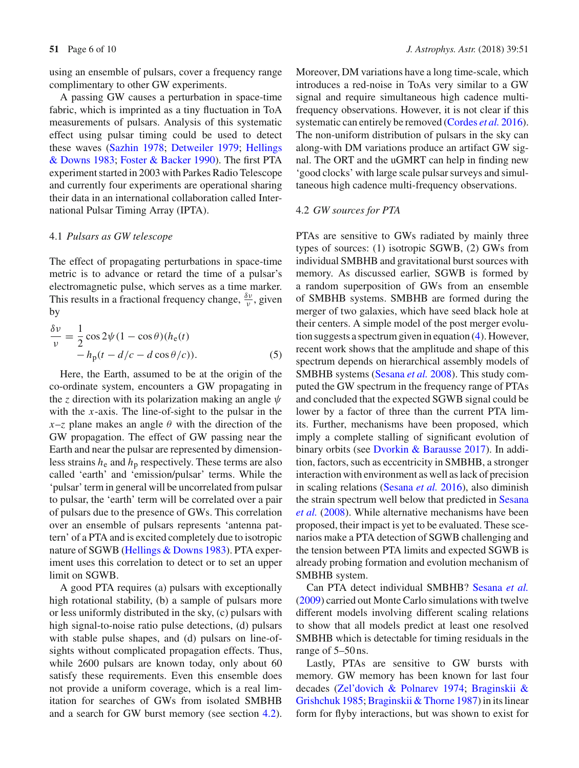using an ensemble of pulsars, cover a frequency range complimentary to other GW experiments.

A passing GW causes a perturbation in space-time fabric, which is imprinted as a tiny fluctuation in ToA measurements of pulsars. Analysis of this systematic effect using pulsar timing could be used to detect these waves (Sazhin 1978; Detweiler 1979; Hellings & Downs 1983; Foster & Backer 1990). The first PTA experiment started in 2003 with Parkes Radio Telescope and currently four experiments are operational sharing their data in an international collaboration called International Pulsar Timing Array (IPTA).

### 4.1 *Pulsars as GW telescope*

The effect of propagating perturbations in space-time metric is to advance or retard the time of a pulsar's electromagnetic pulse, which serves as a time marker. This results in a fractional frequency change, $\frac{\delta\nu}{\nu}$, given by

$$\frac{\delta\nu}{\nu} = \frac{1}{2}\cos 2\psi(1-\cos\theta)(h_{\mathrm{e}}(t) - h_{\mathrm{p}}(t - d/c - d\cos\theta/c)). \tag{5}$$

Here, the Earth, assumed to be at the origin of the co-ordinate system, encounters a GW propagating in the $z$ direction with its polarization making an angle $\psi$ with the $x$-axis. The line-of-sight to the pulsar in the $x$–$z$ plane makes an angle $\theta$ with the direction of the GW propagation. The effect of GW passing near the Earth and near the pulsar are represented by dimensionless strains $h_{\mathrm{e}}$ and $h_{\mathrm{p}}$ respectively. These terms are also called 'earth' and 'emission/pulsar' terms. While the 'pulsar' term in general will be uncorrelated from pulsar to pulsar, the 'earth' term will be correlated over a pair of pulsars due to the presence of GWs. This correlation over an ensemble of pulsars represents 'antenna pattern' of a PTA and is excited completely due to isotropic nature of SGWB (Hellings & Downs 1983). PTA experiment uses this correlation to detect or to set an upper limit on SGWB.

A good PTA requires (a) pulsars with exceptionally high rotational stability, (b) a sample of pulsars more or less uniformly distributed in the sky, (c) pulsars with high signal-to-noise ratio pulse detections, (d) pulsars with stable pulse shapes, and (d) pulsars on line-of-sights without complicated propagation effects. Thus, while 2600 pulsars are known today, only about 60 satisfy these requirements. Even this ensemble does not provide a uniform coverage, which is a real limitation for searches of GWs from isolated SMBHB and a search for GW burst memory (see section 4.2). Moreover, DM variations have a long time-scale, which introduces a red-noise in ToAs very similar to a GW signal and require simultaneous high cadence multi-frequency observations. However, it is not clear if this systematic can entirely be removed (Cordes *et al.* 2016). The non-uniform distribution of pulsars in the sky can along-with DM variations produce an artifact GW signal. The ORT and the uGMRT can help in finding new 'good clocks' with large scale pulsar surveys and simultaneous high cadence multi-frequency observations.

### 4.2 *GW sources for PTA*

PTAs are sensitive to GWs radiated by mainly three types of sources: (1) isotropic SGWB, (2) GWs from individual SMBHB and gravitational burst sources with memory. As discussed earlier, SGWB is formed by a random superposition of GWs from an ensemble of SMBHB systems. SMBHB are formed during the merger of two galaxies, which have seed black hole at their centers. A simple model of the post merger evolution suggests a spectrum given in equation (4). However, recent work shows that the amplitude and shape of this spectrum depends on hierarchical assembly models of SMBHB systems (Sesana *et al.* 2008). This study computed the GW spectrum in the frequency range of PTAs and concluded that the expected SGWB signal could be lower by a factor of three than the current PTA limits. Further, mechanisms have been proposed, which imply a complete stalling of significant evolution of binary orbits (see Dvorkin & Barausse 2017). In addition, factors, such as eccentricity in SMBHB, a stronger interaction with environment as well as lack of precision in scaling relations (Sesana *et al.* 2016), also diminish the strain spectrum well below that predicted in Sesana *et al.* (2008). While alternative mechanisms have been proposed, their impact is yet to be evaluated. These scenarios make a PTA detection of SGWB challenging and the tension between PTA limits and expected SGWB is already probing formation and evolution mechanism of SMBHB system.

Can PTA detect individual SMBHB? Sesana *et al.* (2009) carried out Monte Carlo simulations with twelve different models involving different scaling relations to show that all models predict at least one resolved SMBHB which is detectable for timing residuals in the range of 5–50 ns.

Lastly, PTAs are sensitive to GW bursts with memory. GW memory has been known for last four decades (Zel'dovich & Polnarev 1974; Braginskii & Grishchuk 1985; Braginskii & Thorne 1987) in its linear form for flyby interactions, but was shown to exist for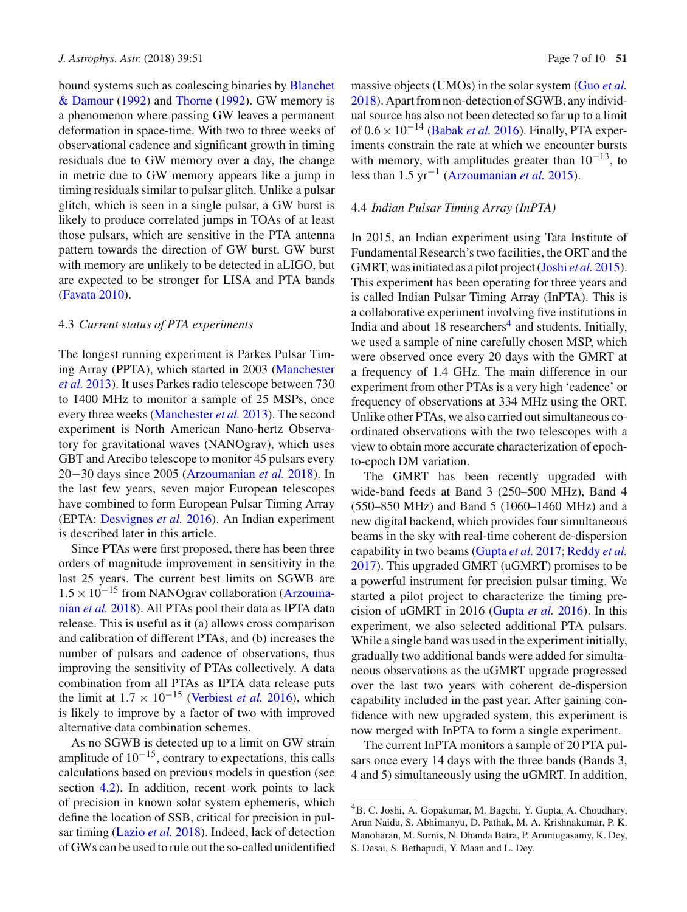bound systems such as coalescing binaries by Blanchet & Damour (1992) and Thorne (1992). GW memory is a phenomenon where passing GW leaves a permanent deformation in space-time. With two to three weeks of observational cadence and significant growth in timing residuals due to GW memory over a day, the change in metric due to GW memory appears like a jump in timing residuals similar to pulsar glitch. Unlike a pulsar glitch, which is seen in a single pulsar, a GW burst is likely to produce correlated jumps in TOAs of at least those pulsars, which are sensitive in the PTA antenna pattern towards the direction of GW burst. GW burst with memory are unlikely to be detected in aLIGO, but are expected to be stronger for LISA and PTA bands (Favata 2010).

### 4.3 *Current status of PTA experiments*

The longest running experiment is Parkes Pulsar Timing Array (PPTA), which started in 2003 (Manchester *et al.* 2013). It uses Parkes radio telescope between 730 to 1400 MHz to monitor a sample of 25 MSPs, once every three weeks (Manchester *et al.* 2013). The second experiment is North American Nano-hertz Observatory for gravitational waves (NANOgrav), which uses GBT and Arecibo telescope to monitor 45 pulsars every 20−30 days since 2005 (Arzoumanian *et al.* 2018). In the last few years, seven major European telescopes have combined to form European Pulsar Timing Array (EPTA: Desvignes *et al.* 2016). An Indian experiment is described later in this article.

Since PTAs were first proposed, there has been three orders of magnitude improvement in sensitivity in the last 25 years. The current best limits on SGWB are $1.5 \times 10^{-15}$ from NANOgrav collaboration (Arzoumanian *et al.* 2018). All PTAs pool their data as IPTA data release. This is useful as it (a) allows cross comparison and calibration of different PTAs, and (b) increases the number of pulsars and cadence of observations, thus improving the sensitivity of PTAs collectively. A data combination from all PTAs as IPTA data release puts the limit at $1.7 \times 10^{-15}$ (Verbiest *et al.* 2016), which is likely to improve by a factor of two with improved alternative data combination schemes.

As no SGWB is detected up to a limit on GW strain amplitude of $10^{-15}$, contrary to expectations, this calls calculations based on previous models in question (see section 4.2). In addition, recent work points to lack of precision in known solar system ephemeris, which define the location of SSB, critical for precision in pulsar timing (Lazio *et al.* 2018). Indeed, lack of detection of GWs can be used to rule out the so-called unidentified massive objects (UMOs) in the solar system (Guo *et al.* 2018). Apart from non-detection of SGWB, any individual source has also not been detected so far up to a limit of $0.6 \times 10^{-14}$ (Babak *et al.* 2016). Finally, PTA experiments constrain the rate at which we encounter bursts with memory, with amplitudes greater than $10^{-13}$, to less than $1.5\ \mathrm{yr}^{-1}$ (Arzoumanian *et al.* 2015).

### 4.4 *Indian Pulsar Timing Array (InPTA)*

In 2015, an Indian experiment using Tata Institute of Fundamental Research's two facilities, the ORT and the GMRT, was initiated as a pilot project (Joshi *et al.* 2015). This experiment has been operating for three years and is called Indian Pulsar Timing Array (InPTA). This is a collaborative experiment involving five institutions in India and about 18 researchers[4] and students. Initially, we used a sample of nine carefully chosen MSP, which were observed once every 20 days with the GMRT at a frequency of 1.4 GHz. The main difference in our experiment from other PTAs is a very high 'cadence' or frequency of observations at 334 MHz using the ORT. Unlike other PTAs, we also carried out simultaneous co-ordinated observations with the two telescopes with a view to obtain more accurate characterization of epoch-to-epoch DM variation.

The GMRT has been recently upgraded with wide-band feeds at Band 3 (250–500 MHz), Band 4 (550–850 MHz) and Band 5 (1060–1460 MHz) and a new digital backend, which provides four simultaneous beams in the sky with real-time coherent de-dispersion capability in two beams (Gupta *et al.* 2017; Reddy *et al.* 2017). This upgraded GMRT (uGMRT) promises to be a powerful instrument for precision pulsar timing. We started a pilot project to characterize the timing precision of uGMRT in 2016 (Gupta *et al.* 2016). In this experiment, we also selected additional PTA pulsars. While a single band was used in the experiment initially, gradually two additional bands were added for simultaneous observations as the uGMRT upgrade progressed over the last two years with coherent de-dispersion capability included in the past year. After gaining confidence with new upgraded system, this experiment is now merged with InPTA to form a single experiment.

The current InPTA monitors a sample of 20 PTA pulsars once every 14 days with the three bands (Bands 3, 4 and 5) simultaneously using the uGMRT. In addition,

---

[4] B. C. Joshi, A. Gopakumar, M. Bagchi, Y. Gupta, A. Choudhary, Arun Naidu, S. Abhimanyu, D. Pathak, M. A. Krishnakumar, P. K. Manoharan, M. Surnis, N. Dhanda Batra, P. Arumugasamy, K. Dey, S. Desai, S. Bethapudi, Y. Maan and L. Dey.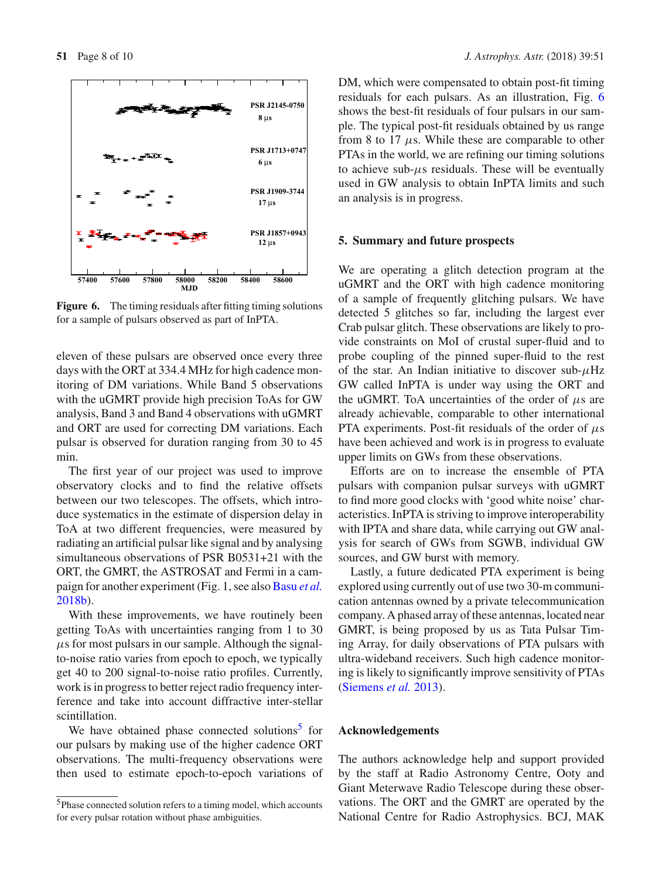Figure 6. The timing residuals after fitting timing solutions for a sample of pulsars observed as part of InPTA.

eleven of these pulsars are observed once every three days with the ORT at 334.4 MHz for high cadence monitoring of DM variations. While Band 5 observations with the uGMRT provide high precision ToAs for GW analysis, Band 3 and Band 4 observations with uGMRT and ORT are used for correcting DM variations. Each pulsar is observed for duration ranging from 30 to 45 min.

The first year of our project was used to improve observatory clocks and to find the relative offsets between our two telescopes. The offsets, which introduce systematics in the estimate of dispersion delay in ToA at two different frequencies, were measured by radiating an artificial pulsar like signal and by analysing simultaneous observations of PSR B0531+21 with the ORT, the GMRT, the ASTROSAT and Fermi in a campaign for another experiment (Fig. 1, see also Basu *et al.* 2018b).

With these improvements, we have routinely been getting ToAs with uncertainties ranging from 1 to 30 $\mu$s for most pulsars in our sample. Although the signal-to-noise ratio varies from epoch to epoch, we typically get 40 to 200 signal-to-noise ratio profiles. Currently, work is in progress to better reject radio frequency interference and take into account diffractive inter-stellar scintillation.

We have obtained phase connected solutions[5] for our pulsars by making use of the higher cadence ORT observations. The multi-frequency observations were then used to estimate epoch-to-epoch variations of DM, which were compensated to obtain post-fit timing residuals for each pulsars. As an illustration, Fig. 6 shows the best-fit residuals of four pulsars in our sample. The typical post-fit residuals obtained by us range from 8 to 17 $\mu$s. While these are comparable to other PTAs in the world, we are refining our timing solutions to achieve sub-$\mu$s residuals. These will be eventually used in GW analysis to obtain InPTA limits and such an analysis is in progress.

[5] Phase connected solution refers to a timing model, which accounts for every pulsar rotation without phase ambiguities.

## 5. Summary and future prospects

We are operating a glitch detection program at the uGMRT and the ORT with high cadence monitoring of a sample of frequently glitching pulsars. We have detected 5 glitches so far, including the largest ever Crab pulsar glitch. These observations are likely to provide constraints on MoI of crustal super-fluid and to probe coupling of the pinned super-fluid to the rest of the star. An Indian initiative to discover sub-$\mu$Hz GW called InPTA is under way using the ORT and the uGMRT. ToA uncertainties of the order of $\mu$s are already achievable, comparable to other international PTA experiments. Post-fit residuals of the order of $\mu$s have been achieved and work is in progress to evaluate upper limits on GWs from these observations.

Efforts are on to increase the ensemble of PTA pulsars with companion pulsar surveys with uGMRT to find more good clocks with 'good white noise' characteristics. InPTA is striving to improve interoperability with IPTA and share data, while carrying out GW analysis for search of GWs from SGWB, individual GW sources, and GW burst with memory.

Lastly, a future dedicated PTA experiment is being explored using currently out of use two 30-m communication antennas owned by a private telecommunication company. A phased array of these antennas, located near GMRT, is being proposed by us as Tata Pulsar Timing Array, for daily observations of PTA pulsars with ultra-wideband receivers. Such high cadence monitoring is likely to significantly improve sensitivity of PTAs (Siemens *et al.* 2013).

## Acknowledgements

The authors acknowledge help and support provided by the staff at Radio Astronomy Centre, Ooty and Giant Meterwave Radio Telescope during these observations. The ORT and the GMRT are operated by the National Centre for Radio Astrophysics. BCJ, MAK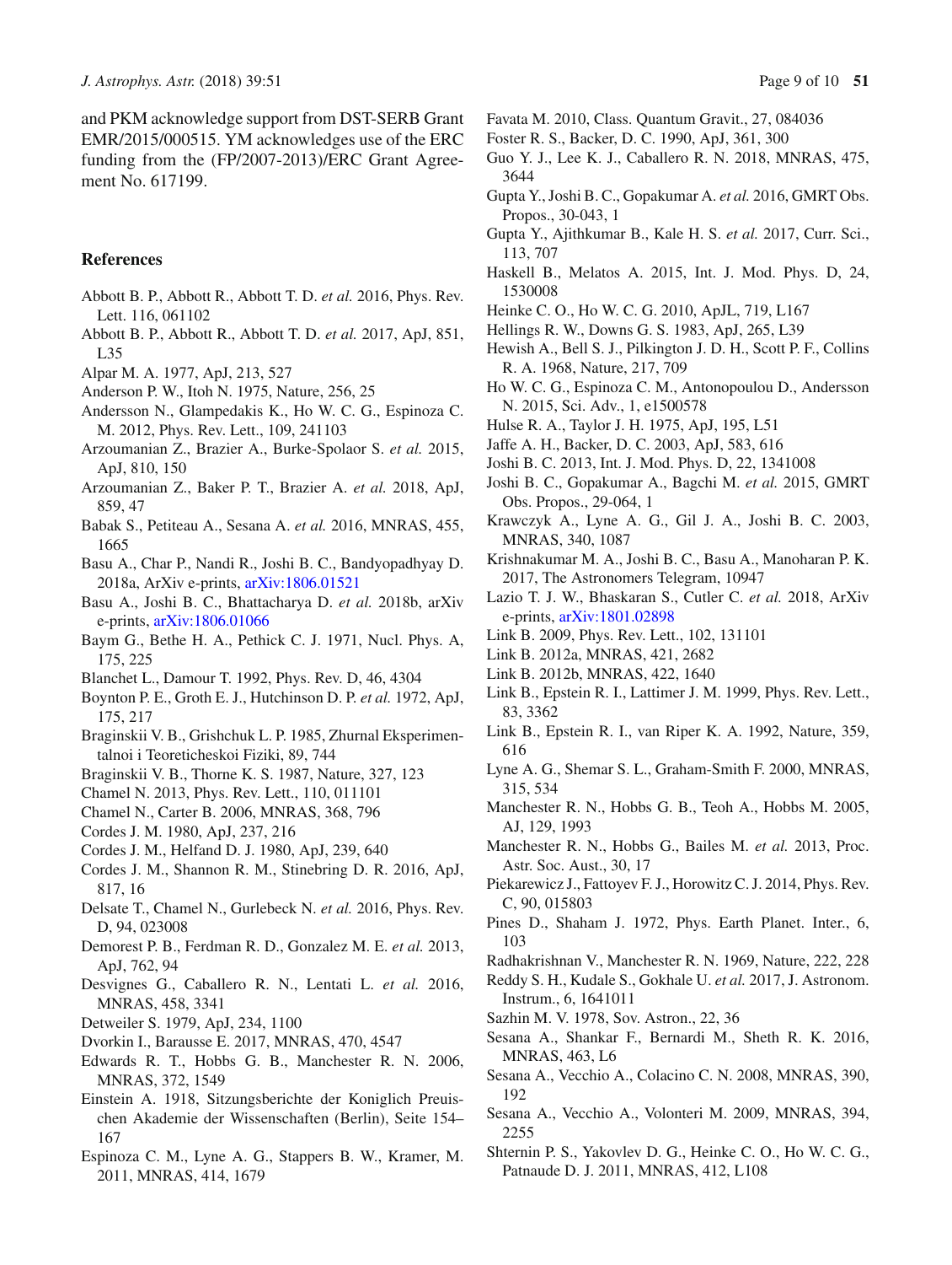and PKM acknowledge support from DST-SERB Grant EMR/2015/000515. YM acknowledges use of the ERC funding from the (FP/2007-2013)/ERC Grant Agreement No. 617199.

## References

Abbott B. P., Abbott R., Abbott T. D. *et al.* 2016, Phys. Rev. Lett. 116, 061102

Abbott B. P., Abbott R., Abbott T. D. *et al.* 2017, ApJ, 851, L35

Alpar M. A. 1977, ApJ, 213, 527

Anderson P. W., Itoh N. 1975, Nature, 256, 25

Andersson N., Glampedakis K., Ho W. C. G., Espinoza C. M. 2012, Phys. Rev. Lett., 109, 241103

Arzoumanian Z., Brazier A., Burke-Spolaor S. *et al.* 2015, ApJ, 810, 150

Arzoumanian Z., Baker P. T., Brazier A. *et al.* 2018, ApJ, 859, 47

Babak S., Petiteau A., Sesana A. *et al.* 2016, MNRAS, 455, 1665

Basu A., Char P., Nandi R., Joshi B. C., Bandyopadhyay D. 2018a, ArXiv e-prints, arXiv:1806.01521

Basu A., Joshi B. C., Bhattacharya D. *et al.* 2018b, arXiv e-prints, arXiv:1806.01066

Baym G., Bethe H. A., Pethick C. J. 1971, Nucl. Phys. A, 175, 225

Blanchet L., Damour T. 1992, Phys. Rev. D, 46, 4304

Boynton P. E., Groth E. J., Hutchinson D. P. *et al.* 1972, ApJ, 175, 217

Braginskii V. B., Grishchuk L. P. 1985, Zhurnal Eksperimentalnoi i Teoreticheskoi Fiziki, 89, 744

Braginskii V. B., Thorne K. S. 1987, Nature, 327, 123

Chamel N. 2013, Phys. Rev. Lett., 110, 011101

Chamel N., Carter B. 2006, MNRAS, 368, 796

Cordes J. M. 1980, ApJ, 237, 216

Cordes J. M., Helfand D. J. 1980, ApJ, 239, 640

Cordes J. M., Shannon R. M., Stinebring D. R. 2016, ApJ, 817, 16

Delsate T., Chamel N., Gurlebeck N. *et al.* 2016, Phys. Rev. D, 94, 023008

Demorest P. B., Ferdman R. D., Gonzalez M. E. *et al.* 2013, ApJ, 762, 94

Desvignes G., Caballero R. N., Lentati L. *et al.* 2016, MNRAS, 458, 3341

Detweiler S. 1979, ApJ, 234, 1100

Dvorkin I., Barausse E. 2017, MNRAS, 470, 4547

Edwards R. T., Hobbs G. B., Manchester R. N. 2006, MNRAS, 372, 1549

Einstein A. 1918, Sitzungsberichte der Koniglich Preuischen Akademie der Wissenschaften (Berlin), Seite 154–167

Espinoza C. M., Lyne A. G., Stappers B. W., Kramer, M. 2011, MNRAS, 414, 1679

Favata M. 2010, Class. Quantum Gravit., 27, 084036

Foster R. S., Backer, D. C. 1990, ApJ, 361, 300

Guo Y. J., Lee K. J., Caballero R. N. 2018, MNRAS, 475, 3644

Gupta Y., Joshi B. C., Gopakumar A. *et al.* 2016, GMRT Obs. Propos., 30-043, 1

Gupta Y., Ajithkumar B., Kale H. S. *et al.* 2017, Curr. Sci., 113, 707

Haskell B., Melatos A. 2015, Int. J. Mod. Phys. D, 24, 1530008

Heinke C. O., Ho W. C. G. 2010, ApJL, 719, L167

Hellings R. W., Downs G. S. 1983, ApJ, 265, L39

Hewish A., Bell S. J., Pilkington J. D. H., Scott P. F., Collins R. A. 1968, Nature, 217, 709

Ho W. C. G., Espinoza C. M., Antonopoulou D., Andersson N. 2015, Sci. Adv., 1, e1500578

Hulse R. A., Taylor J. H. 1975, ApJ, 195, L51

Jaffe A. H., Backer, D. C. 2003, ApJ, 583, 616

Joshi B. C. 2013, Int. J. Mod. Phys. D, 22, 1341008

Joshi B. C., Gopakumar A., Bagchi M. *et al.* 2015, GMRT Obs. Propos., 29-064, 1

Krawczyk A., Lyne A. G., Gil J. A., Joshi B. C. 2003, MNRAS, 340, 1087

Krishnakumar M. A., Joshi B. C., Basu A., Manoharan P. K. 2017, The Astronomers Telegram, 10947

Lazio T. J. W., Bhaskaran S., Cutler C. *et al.* 2018, ArXiv e-prints, arXiv:1801.02898

Link B. 2009, Phys. Rev. Lett., 102, 131101

Link B. 2012a, MNRAS, 421, 2682

Link B. 2012b, MNRAS, 422, 1640

Link B., Epstein R. I., Lattimer J. M. 1999, Phys. Rev. Lett., 83, 3362

Link B., Epstein R. I., van Riper K. A. 1992, Nature, 359, 616

Lyne A. G., Shemar S. L., Graham-Smith F. 2000, MNRAS, 315, 534

Manchester R. N., Hobbs G. B., Teoh A., Hobbs M. 2005, AJ, 129, 1993

Manchester R. N., Hobbs G., Bailes M. *et al.* 2013, Proc. Astr. Soc. Aust., 30, 17

Piekarewicz J., Fattoyev F. J., Horowitz C. J. 2014, Phys. Rev. C, 90, 015803

Pines D., Shaham J. 1972, Phys. Earth Planet. Inter., 6, 103

Radhakrishnan V., Manchester R. N. 1969, Nature, 222, 228

Reddy S. H., Kudale S., Gokhale U. *et al.* 2017, J. Astronom. Instrum., 6, 1641011

Sazhin M. V. 1978, Sov. Astron., 22, 36

Sesana A., Shankar F., Bernardi M., Sheth R. K. 2016, MNRAS, 463, L6

Sesana A., Vecchio A., Colacino C. N. 2008, MNRAS, 390, 192

Sesana A., Vecchio A., Volonteri M. 2009, MNRAS, 394, 2255

Shternin P. S., Yakovlev D. G., Heinke C. O., Ho W. C. G., Patnaude D. J. 2011, MNRAS, 412, L108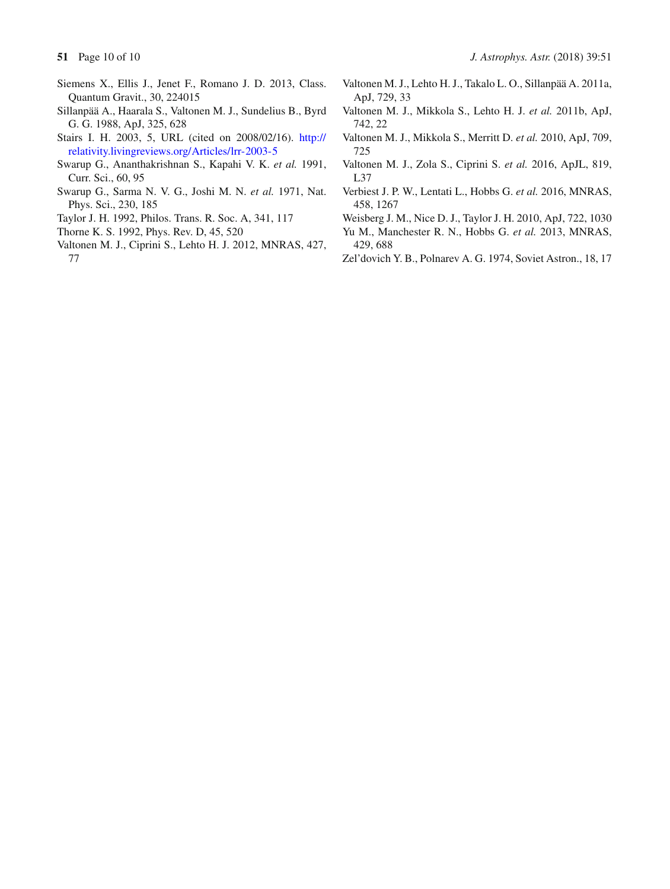Siemens X., Ellis J., Jenet F., Romano J. D. 2013, Class. Quantum Gravit., 30, 224015

Sillanpää A., Haarala S., Valtonen M. J., Sundelius B., Byrd G. G. 1988, ApJ, 325, 628

Stairs I. H. 2003, 5, URL (cited on 2008/02/16). http://relativity.livingreviews.org/Articles/lrr-2003-5

Swarup G., Ananthakrishnan S., Kapahi V. K. *et al.* 1991, Curr. Sci., 60, 95

Swarup G., Sarma N. V. G., Joshi M. N. *et al.* 1971, Nat. Phys. Sci., 230, 185

Taylor J. H. 1992, Philos. Trans. R. Soc. A, 341, 117

Thorne K. S. 1992, Phys. Rev. D, 45, 520

Valtonen M. J., Ciprini S., Lehto H. J. 2012, MNRAS, 427, 77

Valtonen M. J., Lehto H. J., Takalo L. O., Sillanpää A. 2011a, ApJ, 729, 33

Valtonen M. J., Mikkola S., Lehto H. J. *et al.* 2011b, ApJ, 742, 22

Valtonen M. J., Mikkola S., Merritt D. *et al.* 2010, ApJ, 709, 725

Valtonen M. J., Zola S., Ciprini S. *et al.* 2016, ApJL, 819, L37

Verbiest J. P. W., Lentati L., Hobbs G. *et al.* 2016, MNRAS, 458, 1267

Weisberg J. M., Nice D. J., Taylor J. H. 2010, ApJ, 722, 1030

Yu M., Manchester R. N., Hobbs G. *et al.* 2013, MNRAS, 429, 688

Zel'dovich Y. B., Polnarev A. G. 1974, Soviet Astron., 18, 17